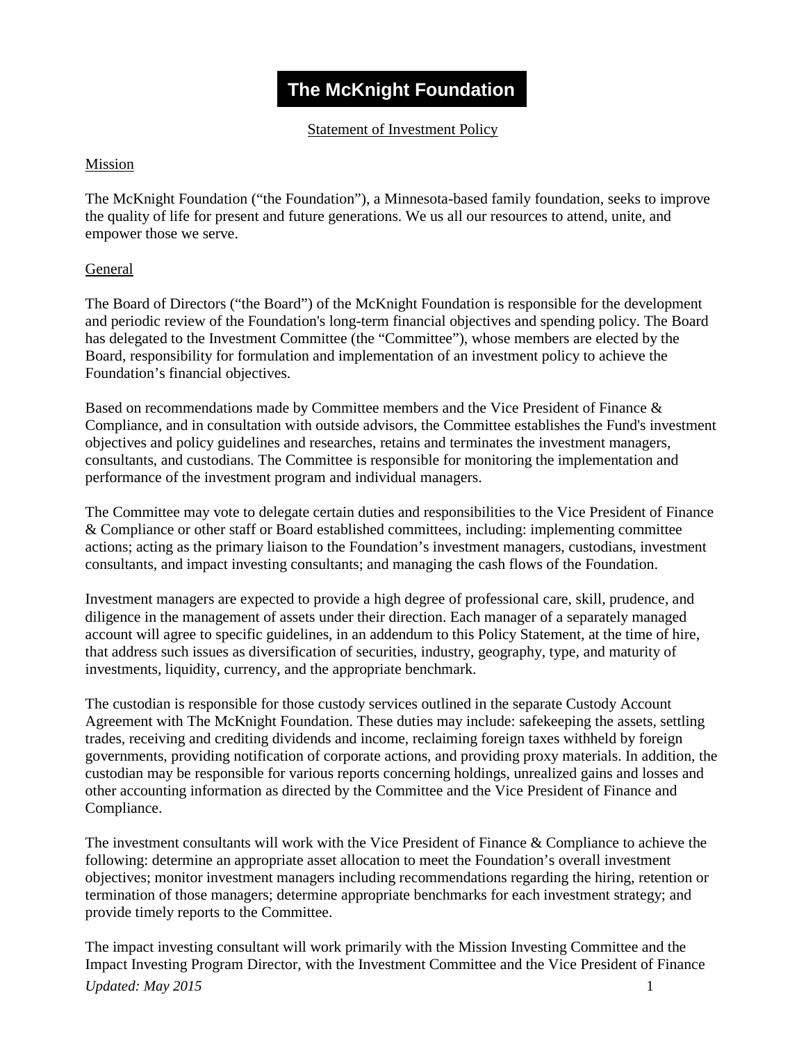# The McKnight Foundation

## Statement of Investment Policy

### Mission

The McKnight Foundation ("the Foundation"), a Minnesota-based family foundation, seeks to improve the quality of life for present and future generations. We us all our resources to attend, unite, and empower those we serve.

### General

The Board of Directors ("the Board") of the McKnight Foundation is responsible for the development and periodic review of the Foundation's long-term financial objectives and spending policy. The Board has delegated to the Investment Committee (the "Committee"), whose members are elected by the Board, responsibility for formulation and implementation of an investment policy to achieve the Foundation's financial objectives.

Based on recommendations made by Committee members and the Vice President of Finance & Compliance, and in consultation with outside advisors, the Committee establishes the Fund's investment objectives and policy guidelines and researches, retains and terminates the investment managers, consultants, and custodians. The Committee is responsible for monitoring the implementation and performance of the investment program and individual managers.

The Committee may vote to delegate certain duties and responsibilities to the Vice President of Finance & Compliance or other staff or Board established committees, including: implementing committee actions; acting as the primary liaison to the Foundation's investment managers, custodians, investment consultants, and impact investing consultants; and managing the cash flows of the Foundation.

Investment managers are expected to provide a high degree of professional care, skill, prudence, and diligence in the management of assets under their direction. Each manager of a separately managed account will agree to specific guidelines, in an addendum to this Policy Statement, at the time of hire, that address such issues as diversification of securities, industry, geography, type, and maturity of investments, liquidity, currency, and the appropriate benchmark.

The custodian is responsible for those custody services outlined in the separate Custody Account Agreement with The McKnight Foundation. These duties may include: safekeeping the assets, settling trades, receiving and crediting dividends and income, reclaiming foreign taxes withheld by foreign governments, providing notification of corporate actions, and providing proxy materials. In addition, the custodian may be responsible for various reports concerning holdings, unrealized gains and losses and other accounting information as directed by the Committee and the Vice President of Finance and Compliance.

The investment consultants will work with the Vice President of Finance & Compliance to achieve the following: determine an appropriate asset allocation to meet the Foundation's overall investment objectives; monitor investment managers including recommendations regarding the hiring, retention or termination of those managers; determine appropriate benchmarks for each investment strategy; and provide timely reports to the Committee.

The impact investing consultant will work primarily with the Mission Investing Committee and the Impact Investing Program Director, with the Investment Committee and the Vice President of Finance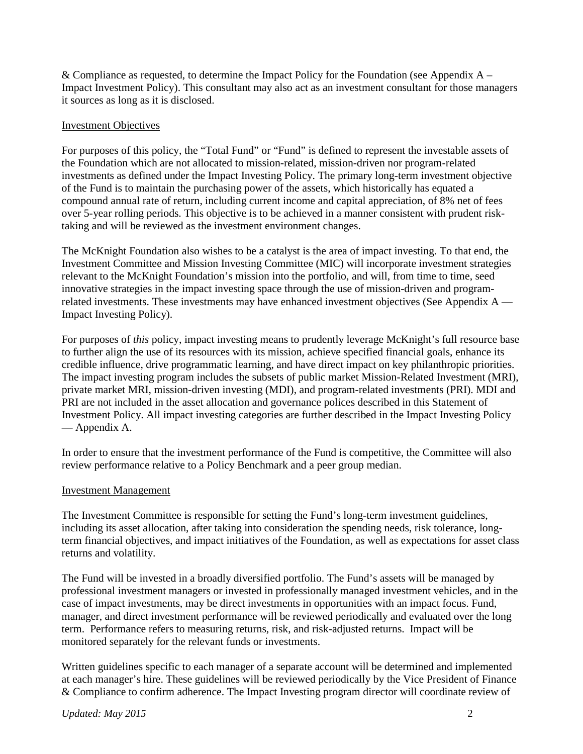& Compliance as requested, to determine the Impact Policy for the Foundation (see Appendix A – Impact Investment Policy). This consultant may also act as an investment consultant for those managers it sources as long as it is disclosed.

Investment Objectives

For purposes of this policy, the "Total Fund" or "Fund" is defined to represent the investable assets of the Foundation which are not allocated to mission-related, mission-driven nor program-related investments as defined under the Impact Investing Policy. The primary long-term investment objective of the Fund is to maintain the purchasing power of the assets, which historically has equated a compound annual rate of return, including current income and capital appreciation, of 8% net of fees over 5-year rolling periods. This objective is to be achieved in a manner consistent with prudent risk-taking and will be reviewed as the investment environment changes.

The McKnight Foundation also wishes to be a catalyst is the area of impact investing. To that end, the Investment Committee and Mission Investing Committee (MIC) will incorporate investment strategies relevant to the McKnight Foundation's mission into the portfolio, and will, from time to time, seed innovative strategies in the impact investing space through the use of mission-driven and program-related investments. These investments may have enhanced investment objectives (See Appendix A — Impact Investing Policy).

For purposes of *this* policy, impact investing means to prudently leverage McKnight's full resource base to further align the use of its resources with its mission, achieve specified financial goals, enhance its credible influence, drive programmatic learning, and have direct impact on key philanthropic priorities. The impact investing program includes the subsets of public market Mission-Related Investment (MRI), private market MRI, mission-driven investing (MDI), and program-related investments (PRI). MDI and PRI are not included in the asset allocation and governance polices described in this Statement of Investment Policy. All impact investing categories are further described in the Impact Investing Policy — Appendix A.

In order to ensure that the investment performance of the Fund is competitive, the Committee will also review performance relative to a Policy Benchmark and a peer group median.

Investment Management

The Investment Committee is responsible for setting the Fund's long-term investment guidelines, including its asset allocation, after taking into consideration the spending needs, risk tolerance, long-term financial objectives, and impact initiatives of the Foundation, as well as expectations for asset class returns and volatility.

The Fund will be invested in a broadly diversified portfolio. The Fund's assets will be managed by professional investment managers or invested in professionally managed investment vehicles, and in the case of impact investments, may be direct investments in opportunities with an impact focus. Fund, manager, and direct investment performance will be reviewed periodically and evaluated over the long term. Performance refers to measuring returns, risk, and risk-adjusted returns. Impact will be monitored separately for the relevant funds or investments.

Written guidelines specific to each manager of a separate account will be determined and implemented at each manager's hire. These guidelines will be reviewed periodically by the Vice President of Finance & Compliance to confirm adherence. The Impact Investing program director will coordinate review of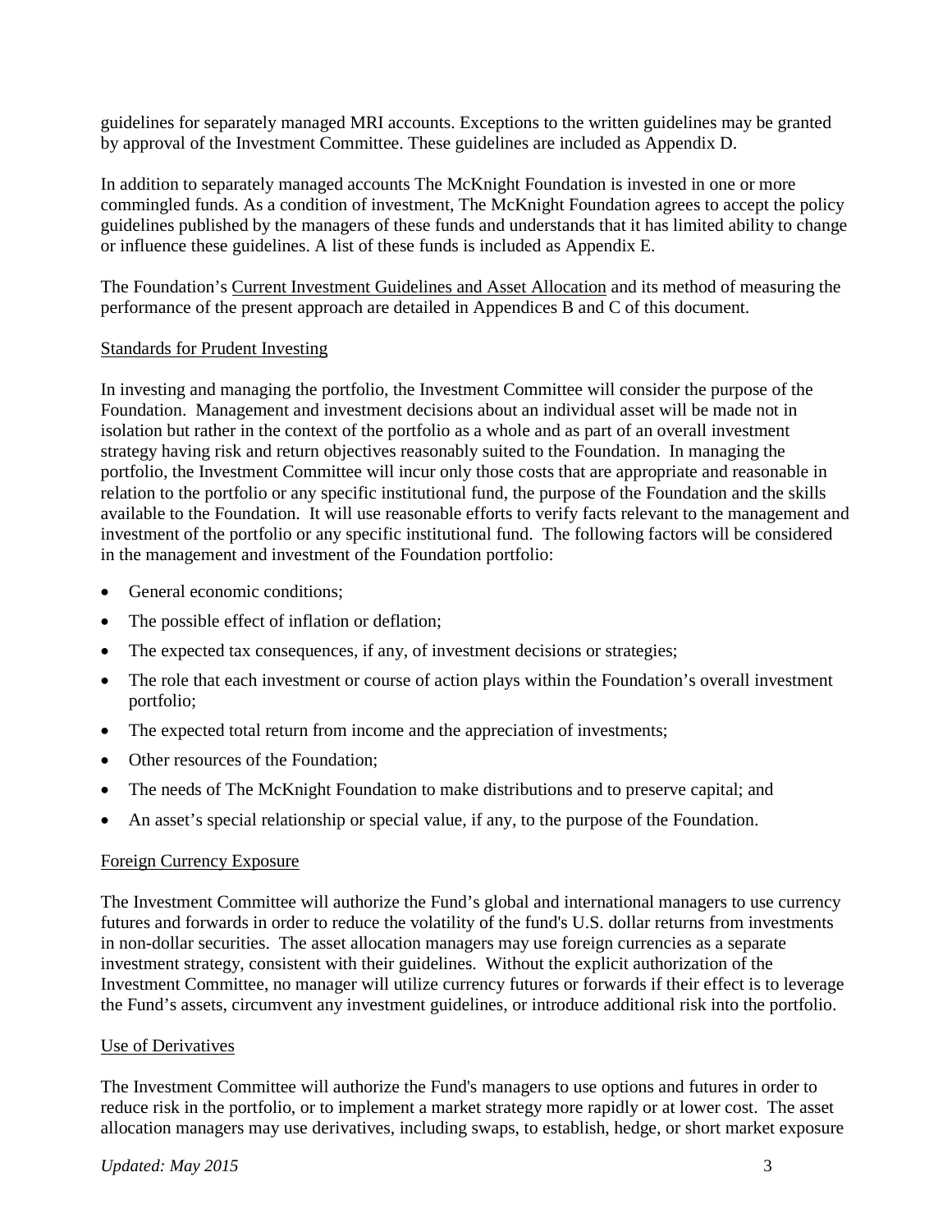guidelines for separately managed MRI accounts. Exceptions to the written guidelines may be granted by approval of the Investment Committee. These guidelines are included as Appendix D.

In addition to separately managed accounts The McKnight Foundation is invested in one or more commingled funds. As a condition of investment, The McKnight Foundation agrees to accept the policy guidelines published by the managers of these funds and understands that it has limited ability to change or influence these guidelines. A list of these funds is included as Appendix E.

The Foundation's Current Investment Guidelines and Asset Allocation and its method of measuring the performance of the present approach are detailed in Appendices B and C of this document.

## Standards for Prudent Investing

In investing and managing the portfolio, the Investment Committee will consider the purpose of the Foundation. Management and investment decisions about an individual asset will be made not in isolation but rather in the context of the portfolio as a whole and as part of an overall investment strategy having risk and return objectives reasonably suited to the Foundation. In managing the portfolio, the Investment Committee will incur only those costs that are appropriate and reasonable in relation to the portfolio or any specific institutional fund, the purpose of the Foundation and the skills available to the Foundation. It will use reasonable efforts to verify facts relevant to the management and investment of the portfolio or any specific institutional fund. The following factors will be considered in the management and investment of the Foundation portfolio:

- General economic conditions;
- The possible effect of inflation or deflation;
- The expected tax consequences, if any, of investment decisions or strategies;
- The role that each investment or course of action plays within the Foundation's overall investment portfolio;
- The expected total return from income and the appreciation of investments;
- Other resources of the Foundation;
- The needs of The McKnight Foundation to make distributions and to preserve capital; and
- An asset's special relationship or special value, if any, to the purpose of the Foundation.

## Foreign Currency Exposure

The Investment Committee will authorize the Fund's global and international managers to use currency futures and forwards in order to reduce the volatility of the fund's U.S. dollar returns from investments in non-dollar securities. The asset allocation managers may use foreign currencies as a separate investment strategy, consistent with their guidelines. Without the explicit authorization of the Investment Committee, no manager will utilize currency futures or forwards if their effect is to leverage the Fund's assets, circumvent any investment guidelines, or introduce additional risk into the portfolio.

## Use of Derivatives

The Investment Committee will authorize the Fund's managers to use options and futures in order to reduce risk in the portfolio, or to implement a market strategy more rapidly or at lower cost. The asset allocation managers may use derivatives, including swaps, to establish, hedge, or short market exposure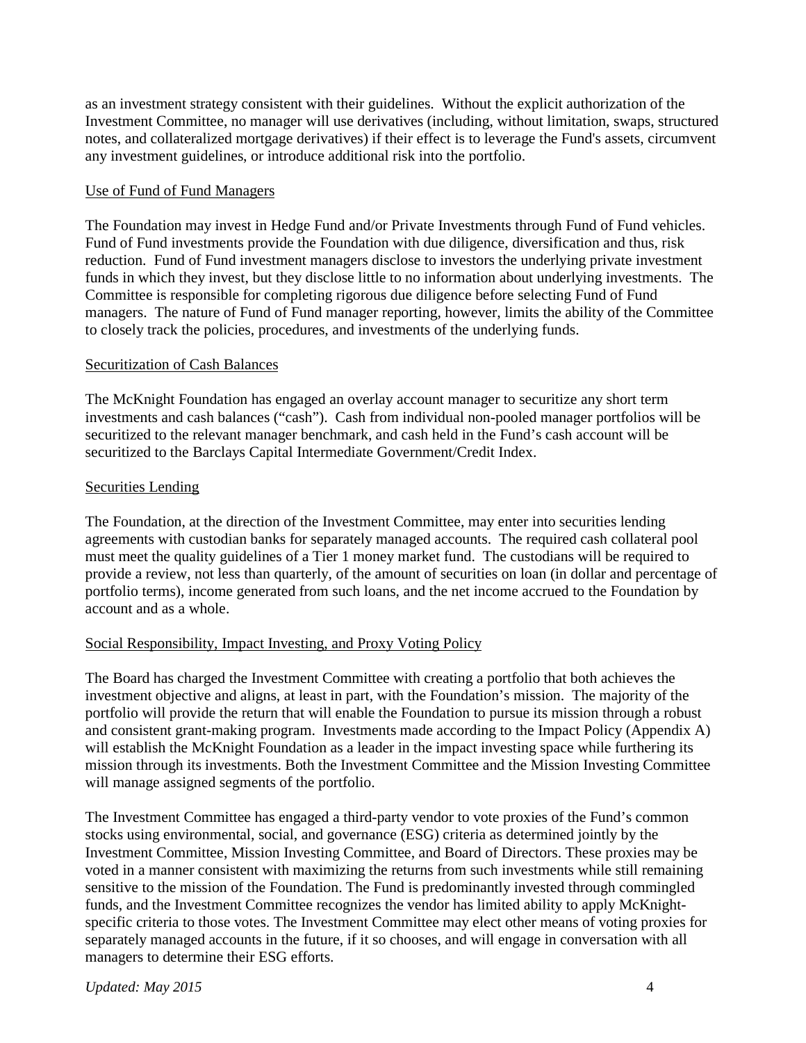as an investment strategy consistent with their guidelines. Without the explicit authorization of the Investment Committee, no manager will use derivatives (including, without limitation, swaps, structured notes, and collateralized mortgage derivatives) if their effect is to leverage the Fund's assets, circumvent any investment guidelines, or introduce additional risk into the portfolio.

Use of Fund of Fund Managers

The Foundation may invest in Hedge Fund and/or Private Investments through Fund of Fund vehicles. Fund of Fund investments provide the Foundation with due diligence, diversification and thus, risk reduction. Fund of Fund investment managers disclose to investors the underlying private investment funds in which they invest, but they disclose little to no information about underlying investments. The Committee is responsible for completing rigorous due diligence before selecting Fund of Fund managers. The nature of Fund of Fund manager reporting, however, limits the ability of the Committee to closely track the policies, procedures, and investments of the underlying funds.

Securitization of Cash Balances

The McKnight Foundation has engaged an overlay account manager to securitize any short term investments and cash balances ("cash"). Cash from individual non-pooled manager portfolios will be securitized to the relevant manager benchmark, and cash held in the Fund's cash account will be securitized to the Barclays Capital Intermediate Government/Credit Index.

Securities Lending

The Foundation, at the direction of the Investment Committee, may enter into securities lending agreements with custodian banks for separately managed accounts. The required cash collateral pool must meet the quality guidelines of a Tier 1 money market fund. The custodians will be required to provide a review, not less than quarterly, of the amount of securities on loan (in dollar and percentage of portfolio terms), income generated from such loans, and the net income accrued to the Foundation by account and as a whole.

Social Responsibility, Impact Investing, and Proxy Voting Policy

The Board has charged the Investment Committee with creating a portfolio that both achieves the investment objective and aligns, at least in part, with the Foundation's mission. The majority of the portfolio will provide the return that will enable the Foundation to pursue its mission through a robust and consistent grant-making program. Investments made according to the Impact Policy (Appendix A) will establish the McKnight Foundation as a leader in the impact investing space while furthering its mission through its investments. Both the Investment Committee and the Mission Investing Committee will manage assigned segments of the portfolio.

The Investment Committee has engaged a third-party vendor to vote proxies of the Fund's common stocks using environmental, social, and governance (ESG) criteria as determined jointly by the Investment Committee, Mission Investing Committee, and Board of Directors. These proxies may be voted in a manner consistent with maximizing the returns from such investments while still remaining sensitive to the mission of the Foundation. The Fund is predominantly invested through commingled funds, and the Investment Committee recognizes the vendor has limited ability to apply McKnight-specific criteria to those votes. The Investment Committee may elect other means of voting proxies for separately managed accounts in the future, if it so chooses, and will engage in conversation with all managers to determine their ESG efforts.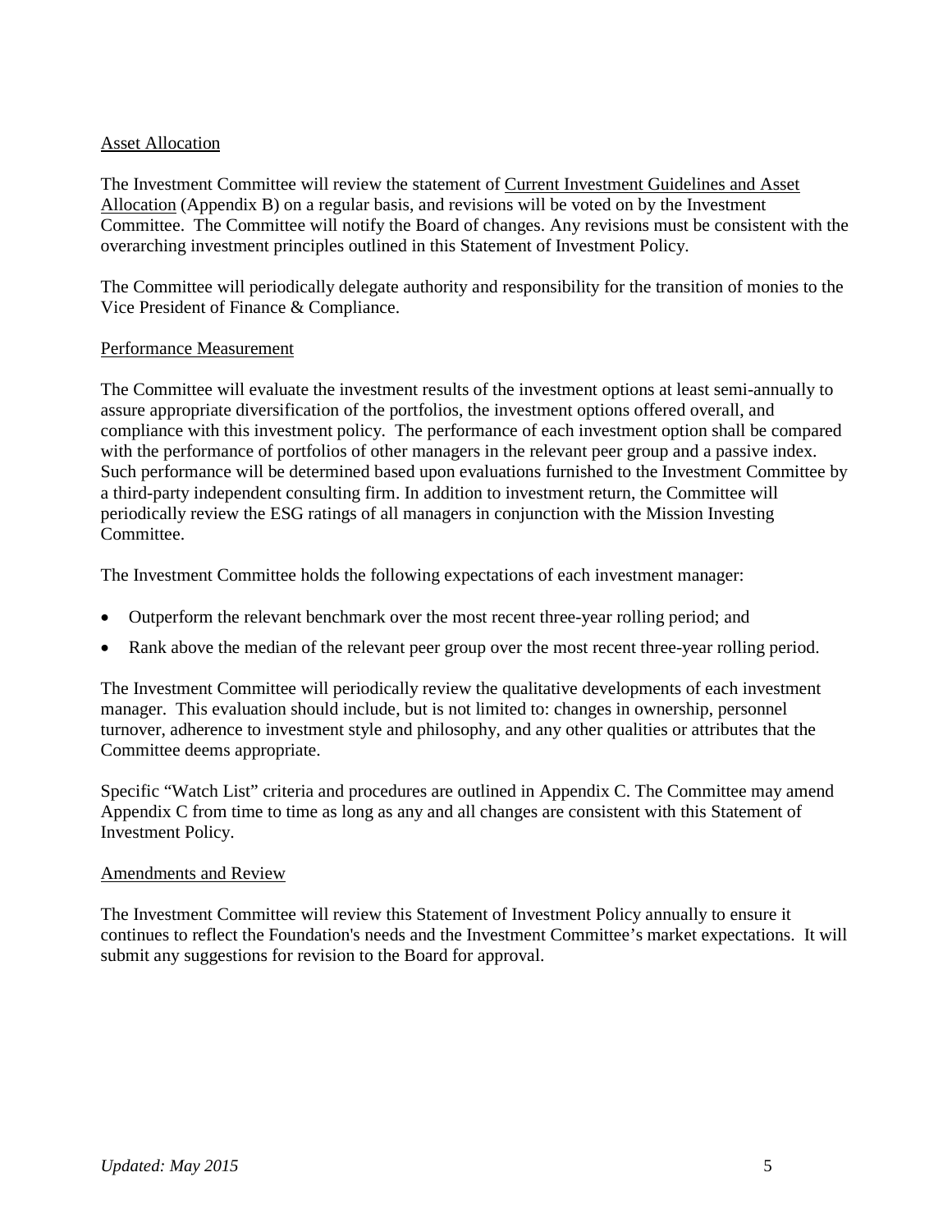Asset Allocation

The Investment Committee will review the statement of Current Investment Guidelines and Asset Allocation (Appendix B) on a regular basis, and revisions will be voted on by the Investment Committee. The Committee will notify the Board of changes. Any revisions must be consistent with the overarching investment principles outlined in this Statement of Investment Policy.

The Committee will periodically delegate authority and responsibility for the transition of monies to the Vice President of Finance & Compliance.

Performance Measurement

The Committee will evaluate the investment results of the investment options at least semi-annually to assure appropriate diversification of the portfolios, the investment options offered overall, and compliance with this investment policy. The performance of each investment option shall be compared with the performance of portfolios of other managers in the relevant peer group and a passive index. Such performance will be determined based upon evaluations furnished to the Investment Committee by a third-party independent consulting firm. In addition to investment return, the Committee will periodically review the ESG ratings of all managers in conjunction with the Mission Investing Committee.

The Investment Committee holds the following expectations of each investment manager:

- Outperform the relevant benchmark over the most recent three-year rolling period; and
- Rank above the median of the relevant peer group over the most recent three-year rolling period.

The Investment Committee will periodically review the qualitative developments of each investment manager. This evaluation should include, but is not limited to: changes in ownership, personnel turnover, adherence to investment style and philosophy, and any other qualities or attributes that the Committee deems appropriate.

Specific "Watch List" criteria and procedures are outlined in Appendix C. The Committee may amend Appendix C from time to time as long as any and all changes are consistent with this Statement of Investment Policy.

Amendments and Review

The Investment Committee will review this Statement of Investment Policy annually to ensure it continues to reflect the Foundation's needs and the Investment Committee's market expectations. It will submit any suggestions for revision to the Board for approval.

*Updated: May 2015*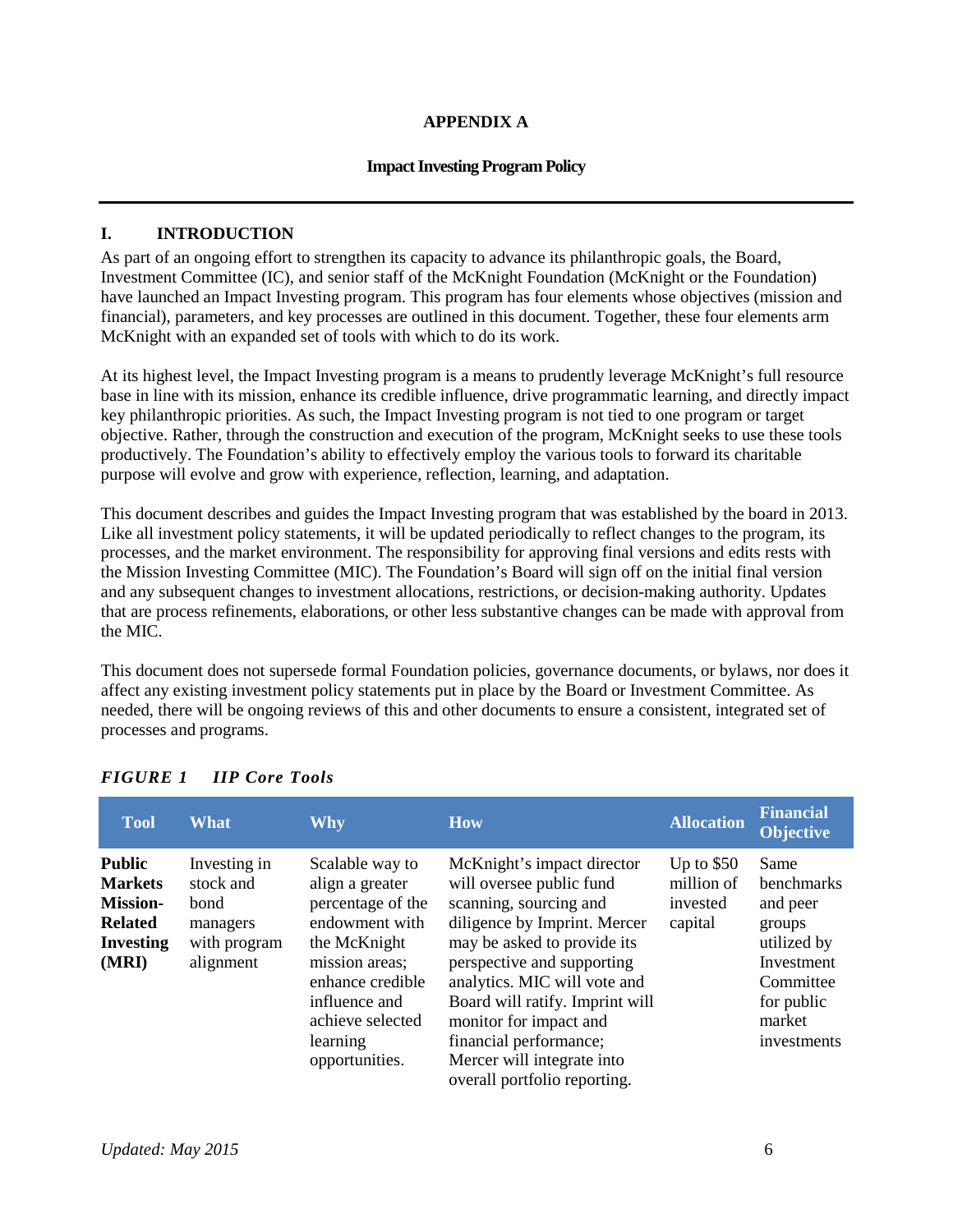# APPENDIX A

## Impact Investing Program Policy

---

### I. INTRODUCTION

As part of an ongoing effort to strengthen its capacity to advance its philanthropic goals, the Board, Investment Committee (IC), and senior staff of the McKnight Foundation (McKnight or the Foundation) have launched an Impact Investing program. This program has four elements whose objectives (mission and financial), parameters, and key processes are outlined in this document. Together, these four elements arm McKnight with an expanded set of tools with which to do its work.

At its highest level, the Impact Investing program is a means to prudently leverage McKnight's full resource base in line with its mission, enhance its credible influence, drive programmatic learning, and directly impact key philanthropic priorities. As such, the Impact Investing program is not tied to one program or target objective. Rather, through the construction and execution of the program, McKnight seeks to use these tools productively. The Foundation's ability to effectively employ the various tools to forward its charitable purpose will evolve and grow with experience, reflection, learning, and adaptation.

This document describes and guides the Impact Investing program that was established by the board in 2013. Like all investment policy statements, it will be updated periodically to reflect changes to the program, its processes, and the market environment. The responsibility for approving final versions and edits rests with the Mission Investing Committee (MIC). The Foundation's Board will sign off on the initial final version and any subsequent changes to investment allocations, restrictions, or decision-making authority. Updates that are process refinements, elaborations, or other less substantive changes can be made with approval from the MIC.

This document does not supersede formal Foundation policies, governance documents, or bylaws, nor does it affect any existing investment policy statements put in place by the Board or Investment Committee. As needed, there will be ongoing reviews of this and other documents to ensure a consistent, integrated set of processes and programs.

***FIGURE 1 IIP Core Tools***

| Tool | What | Why | How | Allocation | Financial Objective |
|---|---|---|---|---|---|
| **Public Markets Mission-Related Investing (MRI)** | Investing in stock and bond managers with program alignment | Scalable way to align a greater percentage of the endowment with the McKnight mission areas; enhance credible influence and achieve selected learning opportunities. | McKnight's impact director will oversee public fund scanning, sourcing and diligence by Imprint. Mercer may be asked to provide its perspective and supporting analytics. MIC will vote and Board will ratify. Imprint will monitor for impact and financial performance; Mercer will integrate into overall portfolio reporting. | Up to $50 million of invested capital | Same benchmarks and peer groups utilized by Investment Committee for public market investments |

*Updated: May 2015*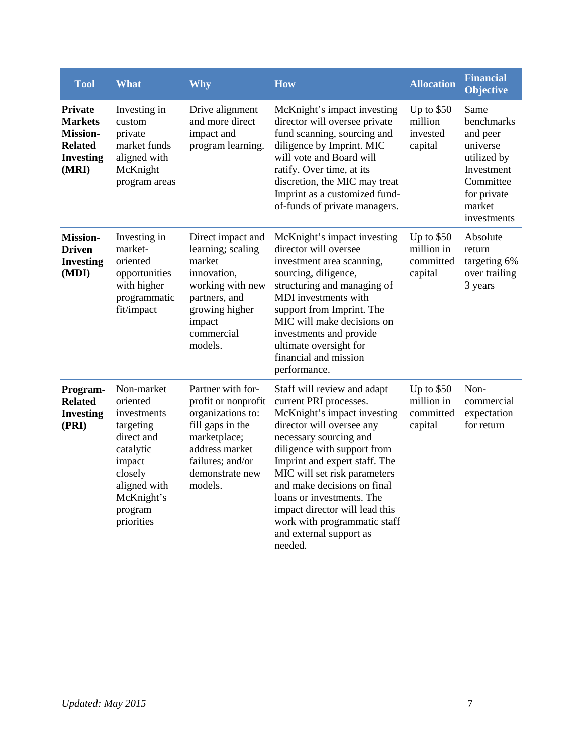| Tool | What | Why | How | Allocation | Financial Objective |
|---|---|---|---|---|---|
| **Private Markets Mission-Related Investing (MRI)** | Investing in custom private market funds aligned with McKnight program areas | Drive alignment and more direct impact and program learning. | McKnight's impact investing director will oversee private fund scanning, sourcing and diligence by Imprint. MIC will vote and Board will ratify. Over time, at its discretion, the MIC may treat Imprint as a customized fund-of-funds of private managers. | Up to $50 million invested capital | Same benchmarks and peer universe utilized by Investment Committee for private market investments |
| **Mission-Driven Investing (MDI)** | Investing in market-oriented opportunities with higher programmatic fit/impact | Direct impact and learning; scaling market innovation, working with new partners, and growing higher impact commercial models. | McKnight's impact investing director will oversee investment area scanning, sourcing, diligence, structuring and managing of MDI investments with support from Imprint. The MIC will make decisions on investments and provide ultimate oversight for financial and mission performance. | Up to $50 million in committed capital | Absolute return targeting 6% over trailing 3 years |
| **Program-Related Investing (PRI)** | Non-market oriented investments targeting direct and catalytic impact closely aligned with McKnight's program priorities | Partner with for-profit or nonprofit organizations to: fill gaps in the marketplace; address market failures; and/or demonstrate new models. | Staff will review and adapt current PRI processes. McKnight's impact investing director will oversee any necessary sourcing and diligence with support from Imprint and expert staff. The MIC will set risk parameters and make decisions on final loans or investments. The impact director will lead this work with programmatic staff and external support as needed. | Up to $50 million in committed capital | Non-commercial expectation for return |

*Updated: May 2015*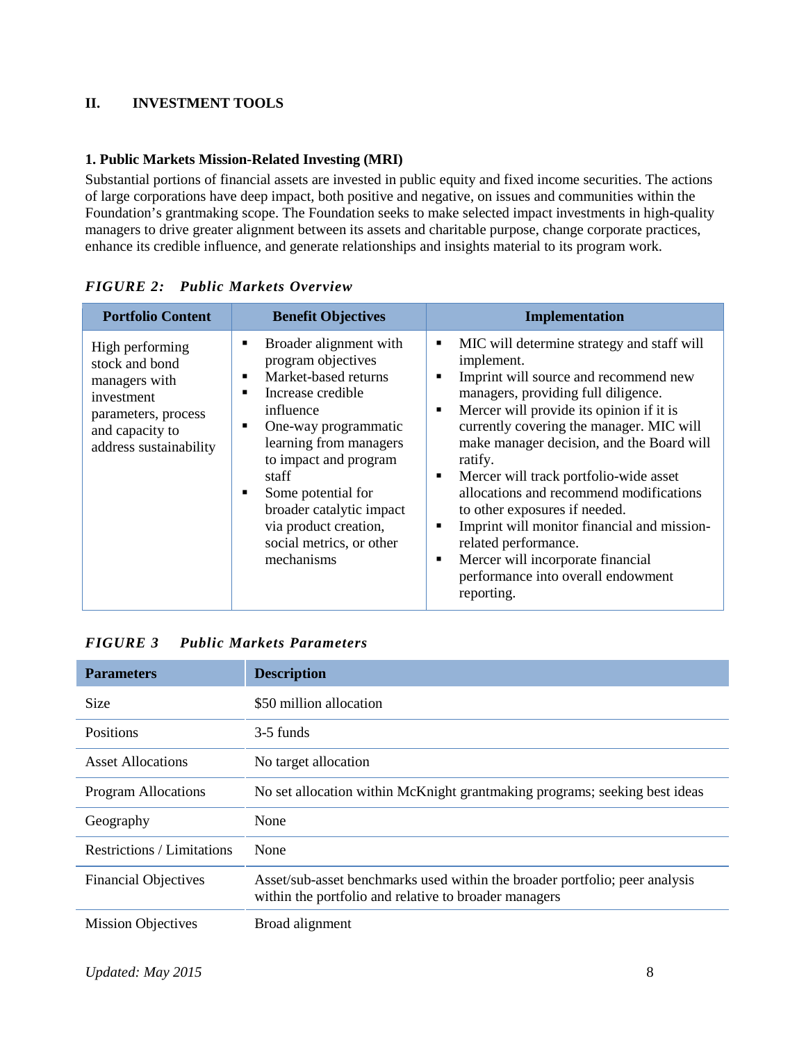## II. INVESTMENT TOOLS

### 1. Public Markets Mission-Related Investing (MRI)

Substantial portions of financial assets are invested in public equity and fixed income securities. The actions of large corporations have deep impact, both positive and negative, on issues and communities within the Foundation's grantmaking scope. The Foundation seeks to make selected impact investments in high-quality managers to drive greater alignment between its assets and charitable purpose, change corporate practices, enhance its credible influence, and generate relationships and insights material to its program work.

***FIGURE 2: Public Markets Overview***

| Portfolio Content | Benefit Objectives | Implementation |
| --- | --- | --- |
| High performing stock and bond managers with investment parameters, process and capacity to address sustainability | ▪ Broader alignment with program objectives<br>▪ Market-based returns<br>▪ Increase credible influence<br>▪ One-way programmatic learning from managers to impact and program staff<br>▪ Some potential for broader catalytic impact via product creation, social metrics, or other mechanisms | ▪ MIC will determine strategy and staff will implement.<br>▪ Imprint will source and recommend new managers, providing full diligence.<br>▪ Mercer will provide its opinion if it is currently covering the manager. MIC will make manager decision, and the Board will ratify.<br>▪ Mercer will track portfolio-wide asset allocations and recommend modifications to other exposures if needed.<br>▪ Imprint will monitor financial and mission-related performance.<br>▪ Mercer will incorporate financial performance into overall endowment reporting. |

***FIGURE 3 Public Markets Parameters***

| Parameters | Description |
| --- | --- |
| Size | $50 million allocation |
| Positions | 3-5 funds |
| Asset Allocations | No target allocation |
| Program Allocations | No set allocation within McKnight grantmaking programs; seeking best ideas |
| Geography | None |
| Restrictions / Limitations | None |
| Financial Objectives | Asset/sub-asset benchmarks used within the broader portfolio; peer analysis within the portfolio and relative to broader managers |
| Mission Objectives | Broad alignment |

*Updated: May 2015*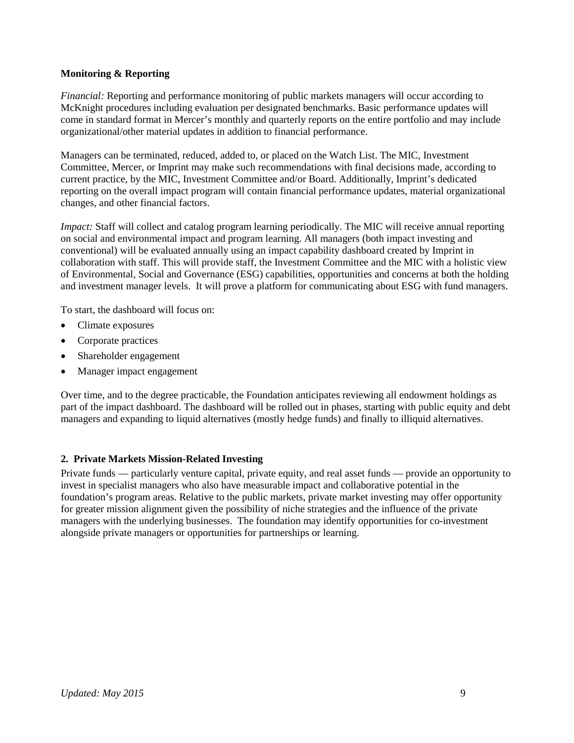**Monitoring & Reporting**

*Financial:* Reporting and performance monitoring of public markets managers will occur according to McKnight procedures including evaluation per designated benchmarks. Basic performance updates will come in standard format in Mercer's monthly and quarterly reports on the entire portfolio and may include organizational/other material updates in addition to financial performance.

Managers can be terminated, reduced, added to, or placed on the Watch List. The MIC, Investment Committee, Mercer, or Imprint may make such recommendations with final decisions made, according to current practice, by the MIC, Investment Committee and/or Board. Additionally, Imprint's dedicated reporting on the overall impact program will contain financial performance updates, material organizational changes, and other financial factors.

*Impact:* Staff will collect and catalog program learning periodically. The MIC will receive annual reporting on social and environmental impact and program learning. All managers (both impact investing and conventional) will be evaluated annually using an impact capability dashboard created by Imprint in collaboration with staff. This will provide staff, the Investment Committee and the MIC with a holistic view of Environmental, Social and Governance (ESG) capabilities, opportunities and concerns at both the holding and investment manager levels. It will prove a platform for communicating about ESG with fund managers.

To start, the dashboard will focus on:

- Climate exposures
- Corporate practices
- Shareholder engagement
- Manager impact engagement

Over time, and to the degree practicable, the Foundation anticipates reviewing all endowment holdings as part of the impact dashboard. The dashboard will be rolled out in phases, starting with public equity and debt managers and expanding to liquid alternatives (mostly hedge funds) and finally to illiquid alternatives.

**2. Private Markets Mission-Related Investing**

Private funds — particularly venture capital, private equity, and real asset funds — provide an opportunity to invest in specialist managers who also have measurable impact and collaborative potential in the foundation's program areas. Relative to the public markets, private market investing may offer opportunity for greater mission alignment given the possibility of niche strategies and the influence of the private managers with the underlying businesses. The foundation may identify opportunities for co-investment alongside private managers or opportunities for partnerships or learning.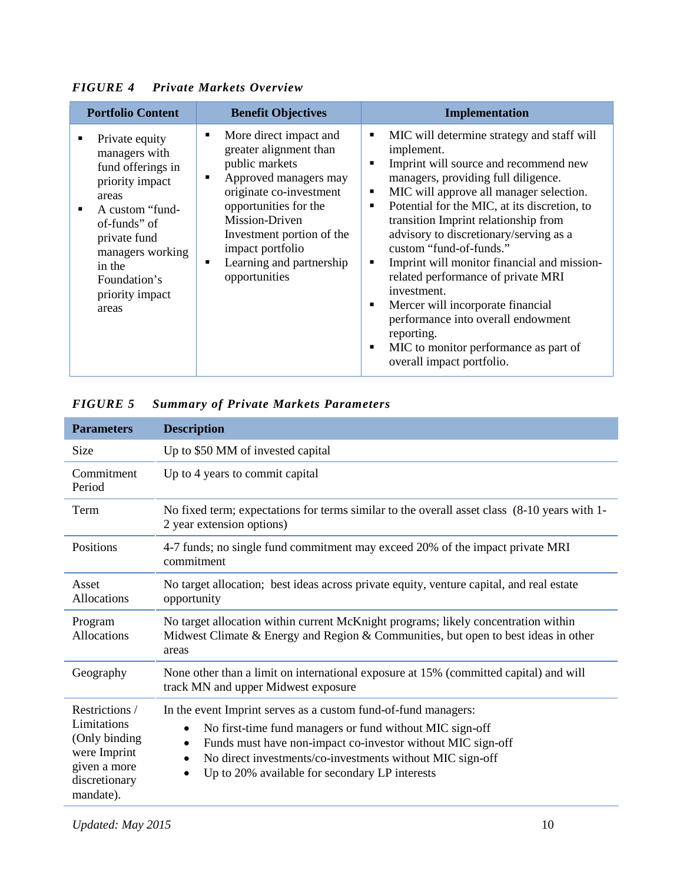*FIGURE 4 Private Markets Overview*

| Portfolio Content | Benefit Objectives | Implementation |
|---|---|---|
| ▪ Private equity managers with fund offerings in priority impact areas<br>▪ A custom "fund-of-funds" of private fund managers working in the Foundation's priority impact areas | ▪ More direct impact and greater alignment than public markets<br>▪ Approved managers may originate co-investment opportunities for the Mission-Driven Investment portion of the impact portfolio<br>▪ Learning and partnership opportunities | ▪ MIC will determine strategy and staff will implement.<br>▪ Imprint will source and recommend new managers, providing full diligence.<br>▪ MIC will approve all manager selection.<br>▪ Potential for the MIC, at its discretion, to transition Imprint relationship from advisory to discretionary/serving as a custom "fund-of-funds."<br>▪ Imprint will monitor financial and mission-related performance of private MRI investment.<br>▪ Mercer will incorporate financial performance into overall endowment reporting.<br>▪ MIC to monitor performance as part of overall impact portfolio. |

*FIGURE 5 Summary of Private Markets Parameters*

| Parameters | Description |
|---|---|
| Size | Up to $50 MM of invested capital |
| Commitment Period | Up to 4 years to commit capital |
| Term | No fixed term; expectations for terms similar to the overall asset class (8-10 years with 1-2 year extension options) |
| Positions | 4-7 funds; no single fund commitment may exceed 20% of the impact private MRI commitment |
| Asset Allocations | No target allocation; best ideas across private equity, venture capital, and real estate opportunity |
| Program Allocations | No target allocation within current McKnight programs; likely concentration within Midwest Climate & Energy and Region & Communities, but open to best ideas in other areas |
| Geography | None other than a limit on international exposure at 15% (committed capital) and will track MN and upper Midwest exposure |
| Restrictions / Limitations (Only binding were Imprint given a more discretionary mandate). | In the event Imprint serves as a custom fund-of-fund managers:<br>• No first-time fund managers or fund without MIC sign-off<br>• Funds must have non-impact co-investor without MIC sign-off<br>• No direct investments/co-investments without MIC sign-off<br>• Up to 20% available for secondary LP interests |

*Updated: May 2015*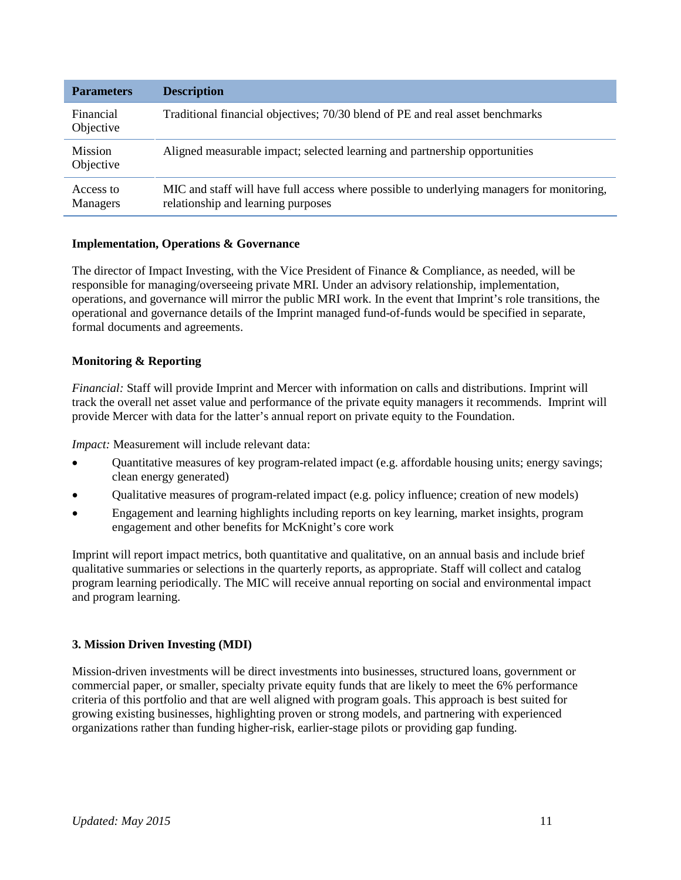| Parameters | Description |
|---|---|
| Financial Objective | Traditional financial objectives; 70/30 blend of PE and real asset benchmarks |
| Mission Objective | Aligned measurable impact; selected learning and partnership opportunities |
| Access to Managers | MIC and staff will have full access where possible to underlying managers for monitoring, relationship and learning purposes |

**Implementation, Operations & Governance**

The director of Impact Investing, with the Vice President of Finance & Compliance, as needed, will be responsible for managing/overseeing private MRI. Under an advisory relationship, implementation, operations, and governance will mirror the public MRI work. In the event that Imprint's role transitions, the operational and governance details of the Imprint managed fund-of-funds would be specified in separate, formal documents and agreements.

**Monitoring & Reporting**

*Financial:* Staff will provide Imprint and Mercer with information on calls and distributions. Imprint will track the overall net asset value and performance of the private equity managers it recommends. Imprint will provide Mercer with data for the latter's annual report on private equity to the Foundation.

*Impact:* Measurement will include relevant data:

- Quantitative measures of key program-related impact (e.g. affordable housing units; energy savings; clean energy generated)
- Qualitative measures of program-related impact (e.g. policy influence; creation of new models)
- Engagement and learning highlights including reports on key learning, market insights, program engagement and other benefits for McKnight's core work

Imprint will report impact metrics, both quantitative and qualitative, on an annual basis and include brief qualitative summaries or selections in the quarterly reports, as appropriate. Staff will collect and catalog program learning periodically. The MIC will receive annual reporting on social and environmental impact and program learning.

**3. Mission Driven Investing (MDI)**

Mission-driven investments will be direct investments into businesses, structured loans, government or commercial paper, or smaller, specialty private equity funds that are likely to meet the 6% performance criteria of this portfolio and that are well aligned with program goals. This approach is best suited for growing existing businesses, highlighting proven or strong models, and partnering with experienced organizations rather than funding higher-risk, earlier-stage pilots or providing gap funding.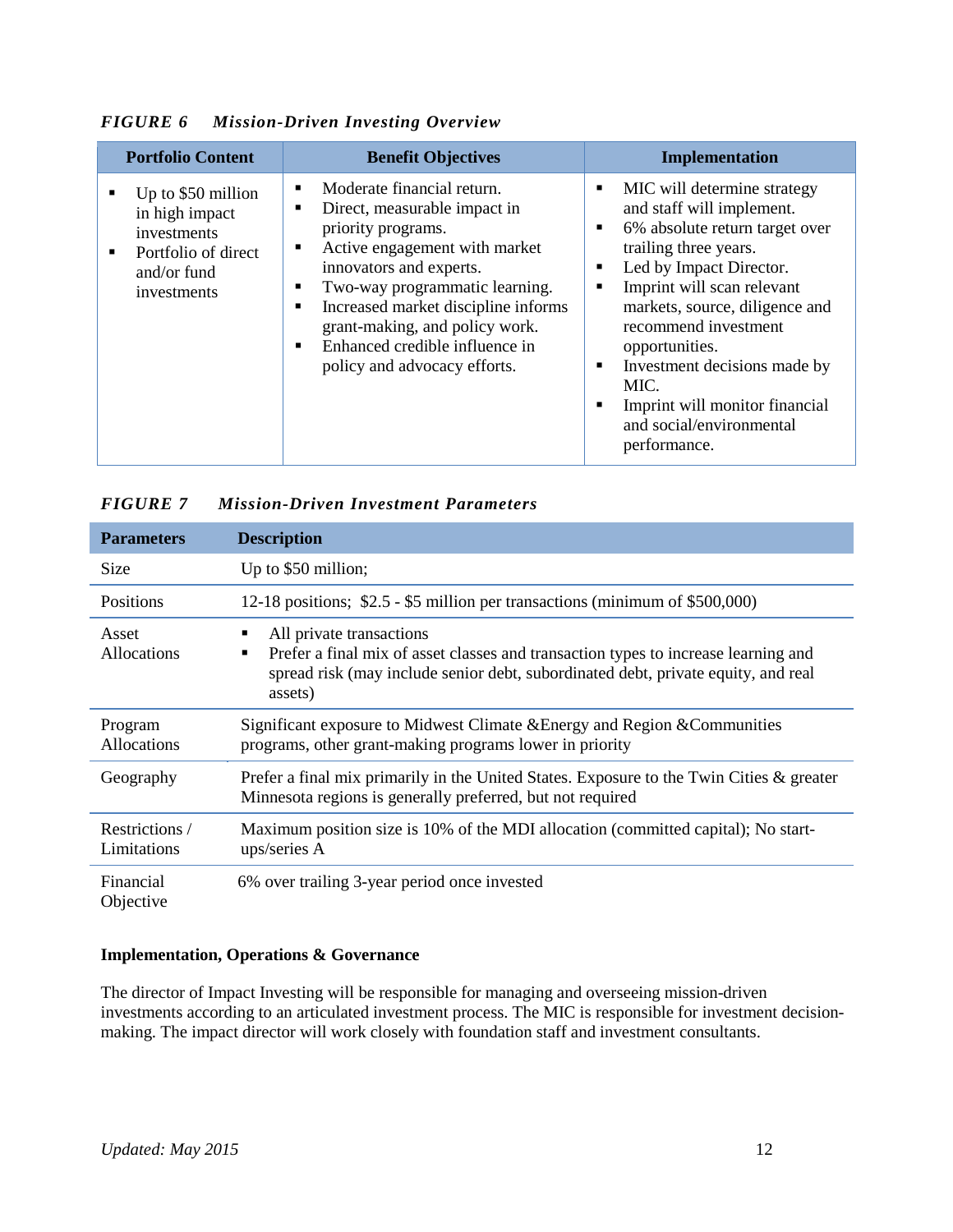*FIGURE 6 Mission-Driven Investing Overview*

| Portfolio Content | Benefit Objectives | Implementation |
|---|---|---|
| ▪ Up to $50 million in high impact investments<br>▪ Portfolio of direct and/or fund investments | ▪ Moderate financial return.<br>▪ Direct, measurable impact in priority programs.<br>▪ Active engagement with market innovators and experts.<br>▪ Two-way programmatic learning.<br>▪ Increased market discipline informs grant-making, and policy work.<br>▪ Enhanced credible influence in policy and advocacy efforts. | ▪ MIC will determine strategy and staff will implement.<br>▪ 6% absolute return target over trailing three years.<br>▪ Led by Impact Director.<br>▪ Imprint will scan relevant markets, source, diligence and recommend investment opportunities.<br>▪ Investment decisions made by MIC.<br>▪ Imprint will monitor financial and social/environmental performance. |

*FIGURE 7 Mission-Driven Investment Parameters*

| Parameters | Description |
|---|---|
| Size | Up to $50 million; |
| Positions | 12-18 positions; $2.5 - $5 million per transactions (minimum of $500,000) |
| Asset Allocations | ▪ All private transactions<br>▪ Prefer a final mix of asset classes and transaction types to increase learning and spread risk (may include senior debt, subordinated debt, private equity, and real assets) |
| Program Allocations | Significant exposure to Midwest Climate &Energy and Region &Communities programs, other grant-making programs lower in priority |
| Geography | Prefer a final mix primarily in the United States. Exposure to the Twin Cities & greater Minnesota regions is generally preferred, but not required |
| Restrictions / Limitations | Maximum position size is 10% of the MDI allocation (committed capital); No start-ups/series A |
| Financial Objective | 6% over trailing 3-year period once invested |

**Implementation, Operations & Governance**

The director of Impact Investing will be responsible for managing and overseeing mission-driven investments according to an articulated investment process. The MIC is responsible for investment decision-making. The impact director will work closely with foundation staff and investment consultants.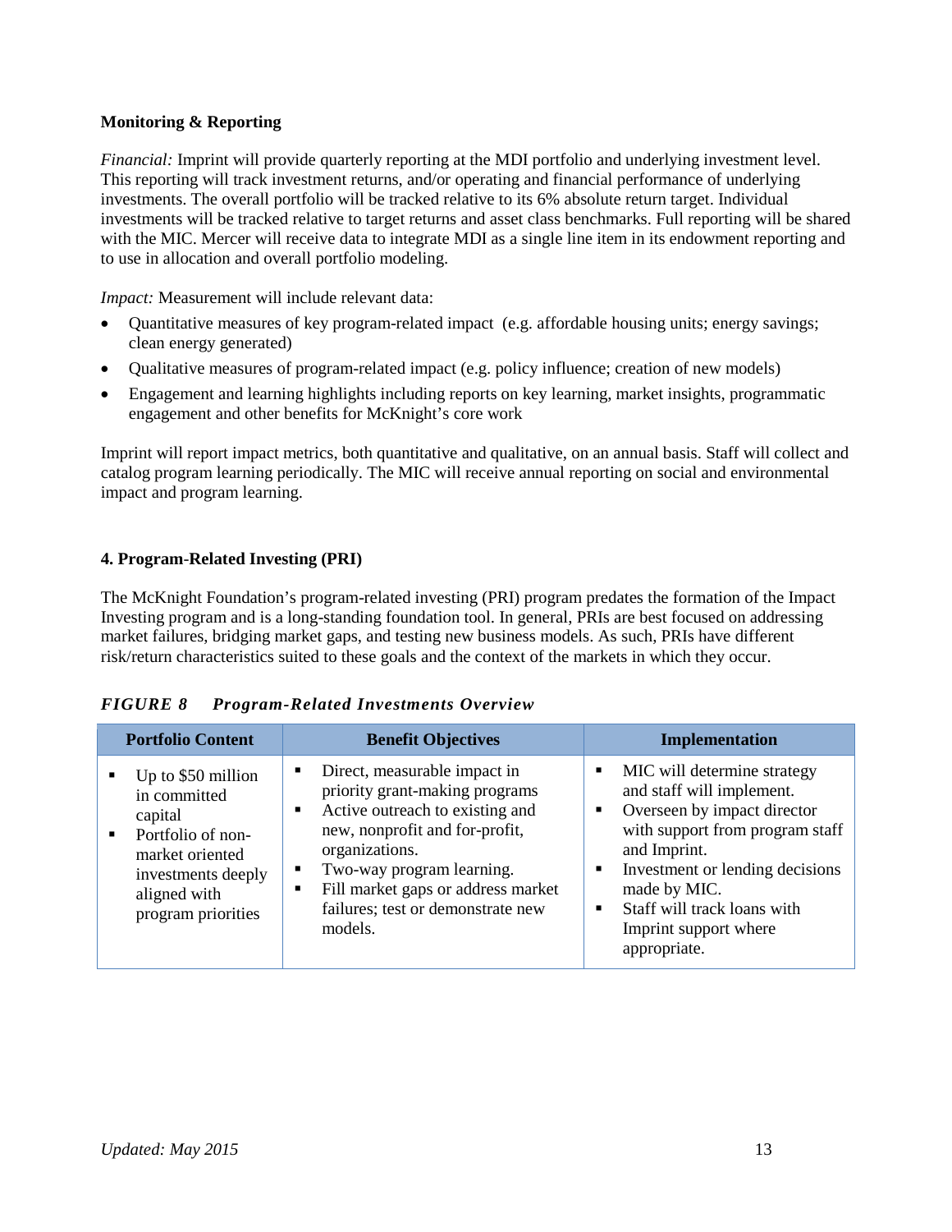**Monitoring & Reporting**

*Financial:* Imprint will provide quarterly reporting at the MDI portfolio and underlying investment level. This reporting will track investment returns, and/or operating and financial performance of underlying investments. The overall portfolio will be tracked relative to its 6% absolute return target. Individual investments will be tracked relative to target returns and asset class benchmarks. Full reporting will be shared with the MIC. Mercer will receive data to integrate MDI as a single line item in its endowment reporting and to use in allocation and overall portfolio modeling.

*Impact:* Measurement will include relevant data:

- Quantitative measures of key program-related impact (e.g. affordable housing units; energy savings; clean energy generated)
- Qualitative measures of program-related impact (e.g. policy influence; creation of new models)
- Engagement and learning highlights including reports on key learning, market insights, programmatic engagement and other benefits for McKnight's core work

Imprint will report impact metrics, both quantitative and qualitative, on an annual basis. Staff will collect and catalog program learning periodically. The MIC will receive annual reporting on social and environmental impact and program learning.

### 4. Program-Related Investing (PRI)

The McKnight Foundation's program-related investing (PRI) program predates the formation of the Impact Investing program and is a long-standing foundation tool. In general, PRIs are best focused on addressing market failures, bridging market gaps, and testing new business models. As such, PRIs have different risk/return characteristics suited to these goals and the context of the markets in which they occur.

***FIGURE 8 Program-Related Investments Overview***

| Portfolio Content | Benefit Objectives | Implementation |
|---|---|---|
| ▪ Up to $50 million in committed capital<br>▪ Portfolio of non-market oriented investments deeply aligned with program priorities | ▪ Direct, measurable impact in priority grant-making programs<br>▪ Active outreach to existing and new, nonprofit and for-profit, organizations.<br>▪ Two-way program learning.<br>▪ Fill market gaps or address market failures; test or demonstrate new models. | ▪ MIC will determine strategy and staff will implement.<br>▪ Overseen by impact director with support from program staff and Imprint.<br>▪ Investment or lending decisions made by MIC.<br>▪ Staff will track loans with Imprint support where appropriate. |

*Updated: May 2015*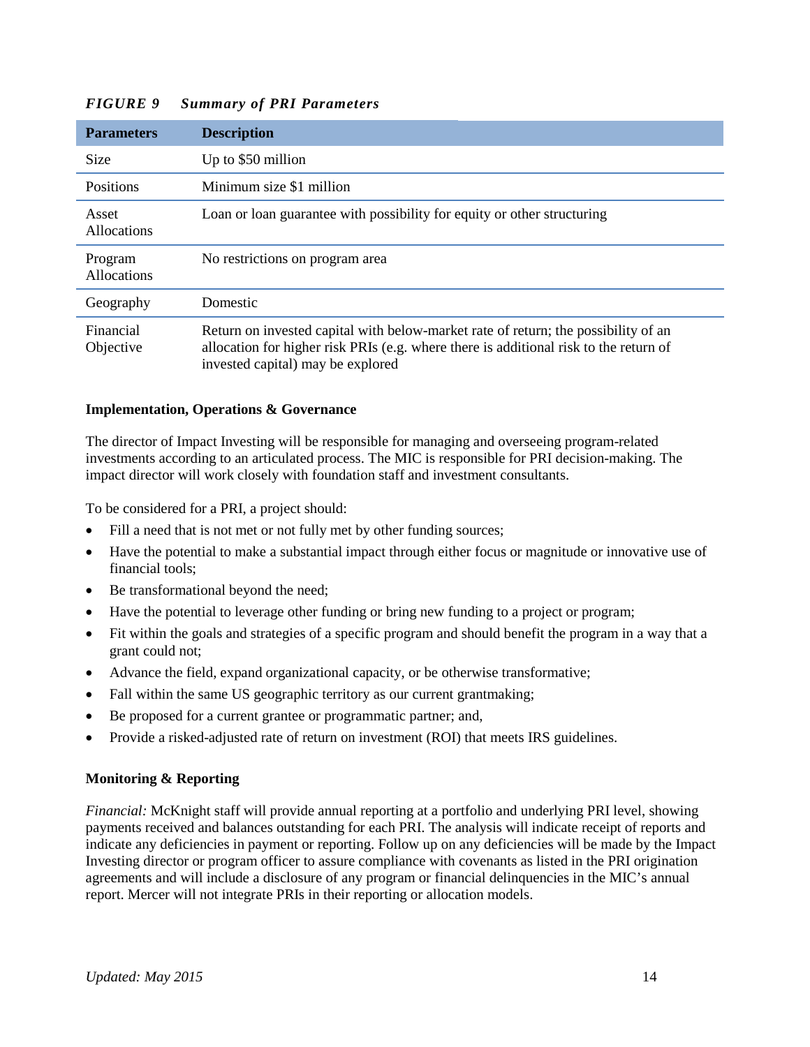*FIGURE 9 Summary of PRI Parameters*

| Parameters | Description |
|---|---|
| Size | Up to $50 million |
| Positions | Minimum size $1 million |
| Asset Allocations | Loan or loan guarantee with possibility for equity or other structuring |
| Program Allocations | No restrictions on program area |
| Geography | Domestic |
| Financial Objective | Return on invested capital with below-market rate of return; the possibility of an allocation for higher risk PRIs (e.g. where there is additional risk to the return of invested capital) may be explored |

**Implementation, Operations & Governance**

The director of Impact Investing will be responsible for managing and overseeing program-related investments according to an articulated process. The MIC is responsible for PRI decision-making. The impact director will work closely with foundation staff and investment consultants.

To be considered for a PRI, a project should:

- Fill a need that is not met or not fully met by other funding sources;
- Have the potential to make a substantial impact through either focus or magnitude or innovative use of financial tools;
- Be transformational beyond the need;
- Have the potential to leverage other funding or bring new funding to a project or program;
- Fit within the goals and strategies of a specific program and should benefit the program in a way that a grant could not;
- Advance the field, expand organizational capacity, or be otherwise transformative;
- Fall within the same US geographic territory as our current grantmaking;
- Be proposed for a current grantee or programmatic partner; and,
- Provide a risked-adjusted rate of return on investment (ROI) that meets IRS guidelines.

**Monitoring & Reporting**

*Financial:* McKnight staff will provide annual reporting at a portfolio and underlying PRI level, showing payments received and balances outstanding for each PRI. The analysis will indicate receipt of reports and indicate any deficiencies in payment or reporting. Follow up on any deficiencies will be made by the Impact Investing director or program officer to assure compliance with covenants as listed in the PRI origination agreements and will include a disclosure of any program or financial delinquencies in the MIC's annual report. Mercer will not integrate PRIs in their reporting or allocation models.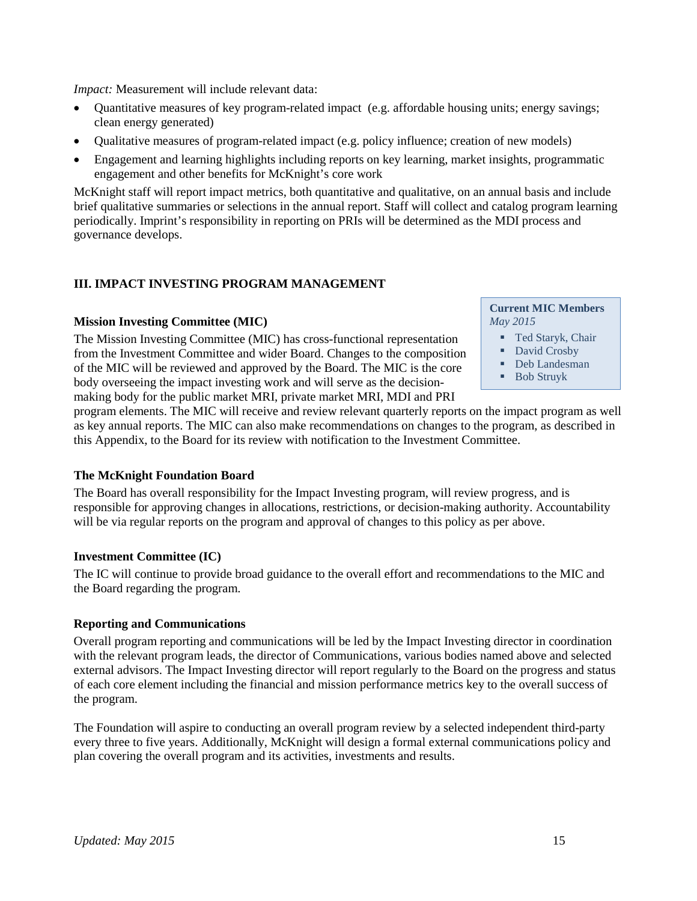*Impact:* Measurement will include relevant data:

- Quantitative measures of key program-related impact (e.g. affordable housing units; energy savings; clean energy generated)
- Qualitative measures of program-related impact (e.g. policy influence; creation of new models)
- Engagement and learning highlights including reports on key learning, market insights, programmatic engagement and other benefits for McKnight's core work

McKnight staff will report impact metrics, both quantitative and qualitative, on an annual basis and include brief qualitative summaries or selections in the annual report. Staff will collect and catalog program learning periodically. Imprint's responsibility in reporting on PRIs will be determined as the MDI process and governance develops.

## III. IMPACT INVESTING PROGRAM MANAGEMENT

### Mission Investing Committee (MIC)

**Current MIC Members**
*May 2015*

- Ted Staryk, Chair
- David Crosby
- Deb Landesman
- Bob Struyk

The Mission Investing Committee (MIC) has cross-functional representation from the Investment Committee and wider Board. Changes to the composition of the MIC will be reviewed and approved by the Board. The MIC is the core body overseeing the impact investing work and will serve as the decision-making body for the public market MRI, private market MRI, MDI and PRI program elements. The MIC will receive and review relevant quarterly reports on the impact program as well as key annual reports. The MIC can also make recommendations on changes to the program, as described in this Appendix, to the Board for its review with notification to the Investment Committee.

### The McKnight Foundation Board

The Board has overall responsibility for the Impact Investing program, will review progress, and is responsible for approving changes in allocations, restrictions, or decision-making authority. Accountability will be via regular reports on the program and approval of changes to this policy as per above.

### Investment Committee (IC)

The IC will continue to provide broad guidance to the overall effort and recommendations to the MIC and the Board regarding the program.

### Reporting and Communications

Overall program reporting and communications will be led by the Impact Investing director in coordination with the relevant program leads, the director of Communications, various bodies named above and selected external advisors. The Impact Investing director will report regularly to the Board on the progress and status of each core element including the financial and mission performance metrics key to the overall success of the program.

The Foundation will aspire to conducting an overall program review by a selected independent third-party every three to five years. Additionally, McKnight will design a formal external communications policy and plan covering the overall program and its activities, investments and results.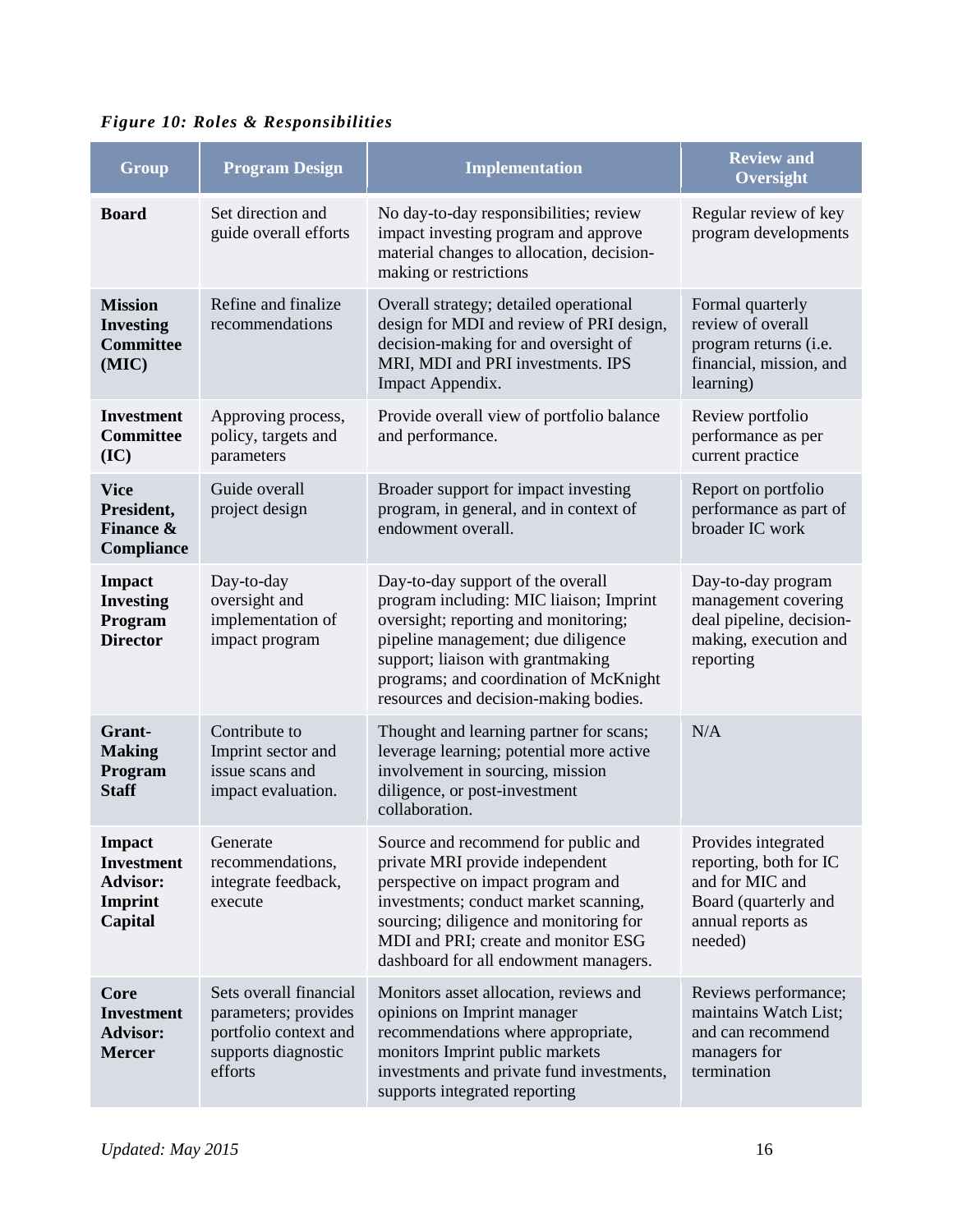*Figure 10: Roles & Responsibilities*

| Group | Program Design | Implementation | Review and Oversight |
|---|---|---|---|
| **Board** | Set direction and guide overall efforts | No day-to-day responsibilities; review impact investing program and approve material changes to allocation, decision-making or restrictions | Regular review of key program developments |
| **Mission Investing Committee (MIC)** | Refine and finalize recommendations | Overall strategy; detailed operational design for MDI and review of PRI design, decision-making for and oversight of MRI, MDI and PRI investments. IPS Impact Appendix. | Formal quarterly review of overall program returns (i.e. financial, mission, and learning) |
| **Investment Committee (IC)** | Approving process, policy, targets and parameters | Provide overall view of portfolio balance and performance. | Review portfolio performance as per current practice |
| **Vice President, Finance & Compliance** | Guide overall project design | Broader support for impact investing program, in general, and in context of endowment overall. | Report on portfolio performance as part of broader IC work |
| **Impact Investing Program Director** | Day-to-day oversight and implementation of impact program | Day-to-day support of the overall program including: MIC liaison; Imprint oversight; reporting and monitoring; pipeline management; due diligence support; liaison with grantmaking programs; and coordination of McKnight resources and decision-making bodies. | Day-to-day program management covering deal pipeline, decision-making, execution and reporting |
| **Grant-Making Program Staff** | Contribute to Imprint sector and issue scans and impact evaluation. | Thought and learning partner for scans; leverage learning; potential more active involvement in sourcing, mission diligence, or post-investment collaboration. | N/A |
| **Impact Investment Advisor: Imprint Capital** | Generate recommendations, integrate feedback, execute | Source and recommend for public and private MRI provide independent perspective on impact program and investments; conduct market scanning, sourcing; diligence and monitoring for MDI and PRI; create and monitor ESG dashboard for all endowment managers. | Provides integrated reporting, both for IC and for MIC and Board (quarterly and annual reports as needed) |
| **Core Investment Advisor: Mercer** | Sets overall financial parameters; provides portfolio context and supports diagnostic efforts | Monitors asset allocation, reviews and opinions on Imprint manager recommendations where appropriate, monitors Imprint public markets investments and private fund investments, supports integrated reporting | Reviews performance; maintains Watch List; and can recommend managers for termination |

*Updated: May 2015*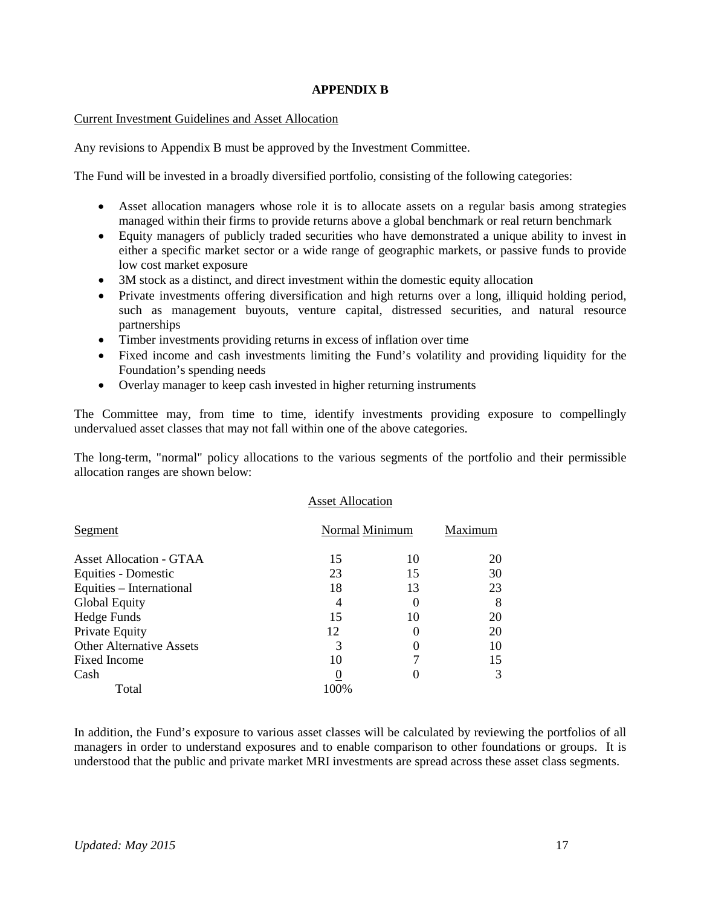# APPENDIX B

Current Investment Guidelines and Asset Allocation

Any revisions to Appendix B must be approved by the Investment Committee.

The Fund will be invested in a broadly diversified portfolio, consisting of the following categories:

- Asset allocation managers whose role it is to allocate assets on a regular basis among strategies managed within their firms to provide returns above a global benchmark or real return benchmark
- Equity managers of publicly traded securities who have demonstrated a unique ability to invest in either a specific market sector or a wide range of geographic markets, or passive funds to provide low cost market exposure
- 3M stock as a distinct, and direct investment within the domestic equity allocation
- Private investments offering diversification and high returns over a long, illiquid holding period, such as management buyouts, venture capital, distressed securities, and natural resource partnerships
- Timber investments providing returns in excess of inflation over time
- Fixed income and cash investments limiting the Fund's volatility and providing liquidity for the Foundation's spending needs
- Overlay manager to keep cash invested in higher returning instruments

The Committee may, from time to time, identify investments providing exposure to compellingly undervalued asset classes that may not fall within one of the above categories.

The long-term, "normal" policy allocations to the various segments of the portfolio and their permissible allocation ranges are shown below:

Asset Allocation

| Segment | Normal | Minimum | Maximum |
|---|---|---|---|
| Asset Allocation - GTAA | 15 | 10 | 20 |
| Equities - Domestic | 23 | 15 | 30 |
| Equities – International | 18 | 13 | 23 |
| Global Equity | 4 | 0 | 8 |
| Hedge Funds | 15 | 10 | 20 |
| Private Equity | 12 | 0 | 20 |
| Other Alternative Assets | 3 | 0 | 10 |
| Fixed Income | 10 | 7 | 15 |
| Cash | 0 | 0 | 3 |
| Total | 100% | | |

In addition, the Fund's exposure to various asset classes will be calculated by reviewing the portfolios of all managers in order to understand exposures and to enable comparison to other foundations or groups. It is understood that the public and private market MRI investments are spread across these asset class segments.

*Updated: May 2015*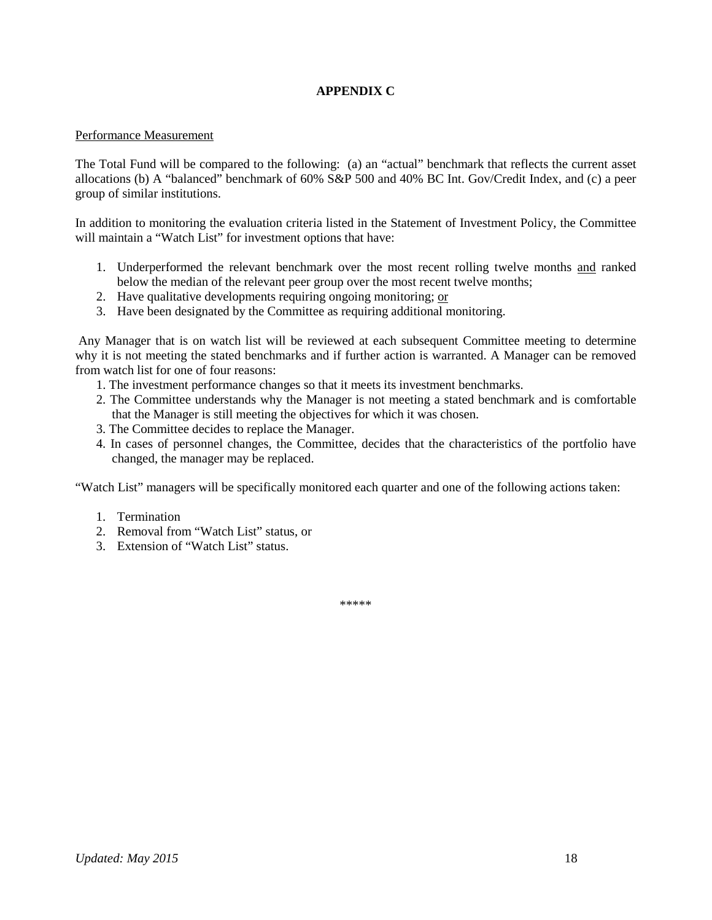# APPENDIX C

Performance Measurement

The Total Fund will be compared to the following: (a) an "actual" benchmark that reflects the current asset allocations (b) A "balanced" benchmark of 60% S&P 500 and 40% BC Int. Gov/Credit Index, and (c) a peer group of similar institutions.

In addition to monitoring the evaluation criteria listed in the Statement of Investment Policy, the Committee will maintain a "Watch List" for investment options that have:

1. Underperformed the relevant benchmark over the most recent rolling twelve months and ranked below the median of the relevant peer group over the most recent twelve months;
2. Have qualitative developments requiring ongoing monitoring; or
3. Have been designated by the Committee as requiring additional monitoring.

Any Manager that is on watch list will be reviewed at each subsequent Committee meeting to determine why it is not meeting the stated benchmarks and if further action is warranted. A Manager can be removed from watch list for one of four reasons:

1. The investment performance changes so that it meets its investment benchmarks.
2. The Committee understands why the Manager is not meeting a stated benchmark and is comfortable that the Manager is still meeting the objectives for which it was chosen.
3. The Committee decides to replace the Manager.
4. In cases of personnel changes, the Committee, decides that the characteristics of the portfolio have changed, the manager may be replaced.

"Watch List" managers will be specifically monitored each quarter and one of the following actions taken:

1. Termination
2. Removal from "Watch List" status, or
3. Extension of "Watch List" status.

*****

*Updated: May 2015*